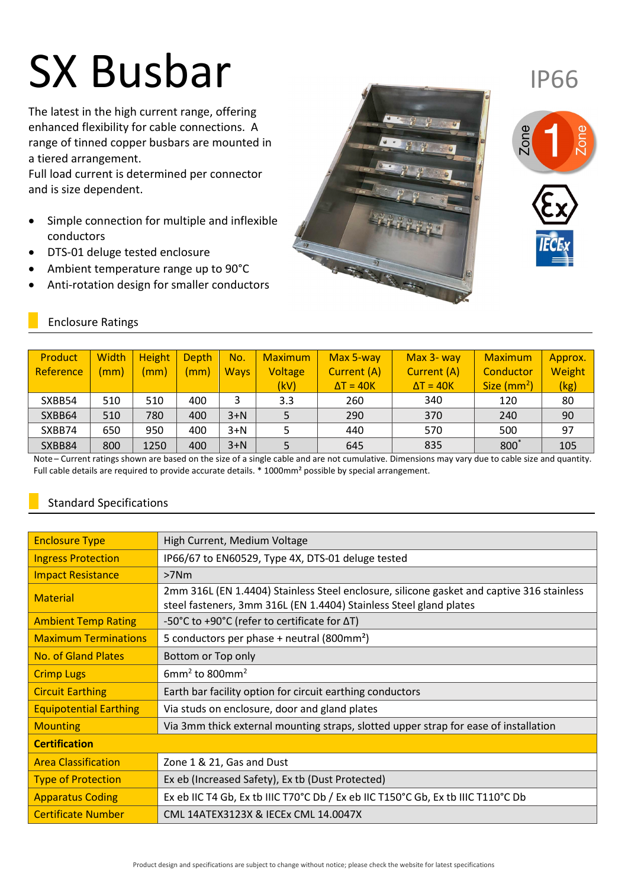# SX Busbar

IP66

The latest in the high current range, offering enhanced flexibility for cable connections. A range of tinned copper busbars are mounted in a tiered arrangement.
Full load current is determined per connector and is size dependent.

- Simple connection for multiple and inflexible conductors
- DTS-01 deluge tested enclosure
- Ambient temperature range up to 90°C
- Anti-rotation design for smaller conductors

## Enclosure Ratings

| Product Reference | Width (mm) | Height (mm) | Depth (mm) | No. Ways | Maximum Voltage (kV) | Max 5-way Current (A) ΔT = 40K | Max 3- way Current (A) ΔT = 40K | Maximum Conductor Size ($mm^2$) | Approx. Weight (kg) |
|---|---|---|---|---|---|---|---|---|---|
| SXBB54 | 510 | 510 | 400 | 3 | 3.3 | 260 | 340 | 120 | 80 |
| SXBB64 | 510 | 780 | 400 | 3+N | 5 | 290 | 370 | 240 | 90 |
| SXBB74 | 650 | 950 | 400 | 3+N | 5 | 440 | 570 | 500 | 97 |
| SXBB84 | 800 | 1250 | 400 | 3+N | 5 | 645 | 835 | 800* | 105 |

Note – Current ratings shown are based on the size of a single cable and are not cumulative. Dimensions may vary due to cable size and quantity. Full cable details are required to provide accurate details. * 1000mm² possible by special arrangement.

## Standard Specifications

| | |
|---|---|
| Enclosure Type | High Current, Medium Voltage |
| Ingress Protection | IP66/67 to EN60529, Type 4X, DTS-01 deluge tested |
| Impact Resistance | >7Nm |
| Material | 2mm 316L (EN 1.4404) Stainless Steel enclosure, silicone gasket and captive 316 stainless steel fasteners, 3mm 316L (EN 1.4404) Stainless Steel gland plates |
| Ambient Temp Rating | -50°C to +90°C (refer to certificate for ΔT) |
| Maximum Terminations | 5 conductors per phase + neutral (800mm²) |
| No. of Gland Plates | Bottom or Top only |
| Crimp Lugs | $6mm^2$ to $800mm^2$ |
| Circuit Earthing | Earth bar facility option for circuit earthing conductors |
| Equipotential Earthing | Via studs on enclosure, door and gland plates |
| Mounting | Via 3mm thick external mounting straps, slotted upper strap for ease of installation |
| **Certification** | |
| Area Classification | Zone 1 & 21, Gas and Dust |
| Type of Protection | Ex eb (Increased Safety), Ex tb (Dust Protected) |
| Apparatus Coding | Ex eb IIC T4 Gb, Ex tb IIIC T70°C Db / Ex eb IIC T150°C Gb, Ex tb IIIC T110°C Db |
| Certificate Number | CML 14ATEX3123X & IECEx CML 14.0047X |

Product design and specifications are subject to change without notice; please check the website for latest specifications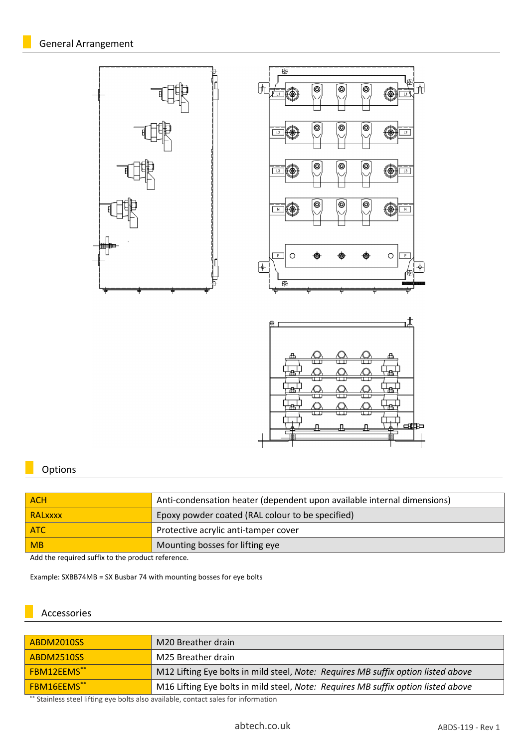## General Arrangement

## Options

| | |
|---|---|
| ACH | Anti-condensation heater (dependent upon available internal dimensions) |
| RALxxxx | Epoxy powder coated (RAL colour to be specified) |
| ATC | Protective acrylic anti-tamper cover |
| MB | Mounting bosses for lifting eye |

Add the required suffix to the product reference.

Example: SXBB74MB = SX Busbar 74 with mounting bosses for eye bolts

## Accessories

| | |
|---|---|
| ABDM2010SS | M20 Breather drain |
| ABDM2510SS | M25 Breather drain |
| FBM12EEMS** | M12 Lifting Eye bolts in mild steel, *Note: Requires MB suffix option listed above* |
| FBM16EEMS** | M16 Lifting Eye bolts in mild steel, *Note: Requires MB suffix option listed above* |

** Stainless steel lifting eye bolts also available, contact sales for information

abtech.co.uk

ABDS-119 - Rev 1